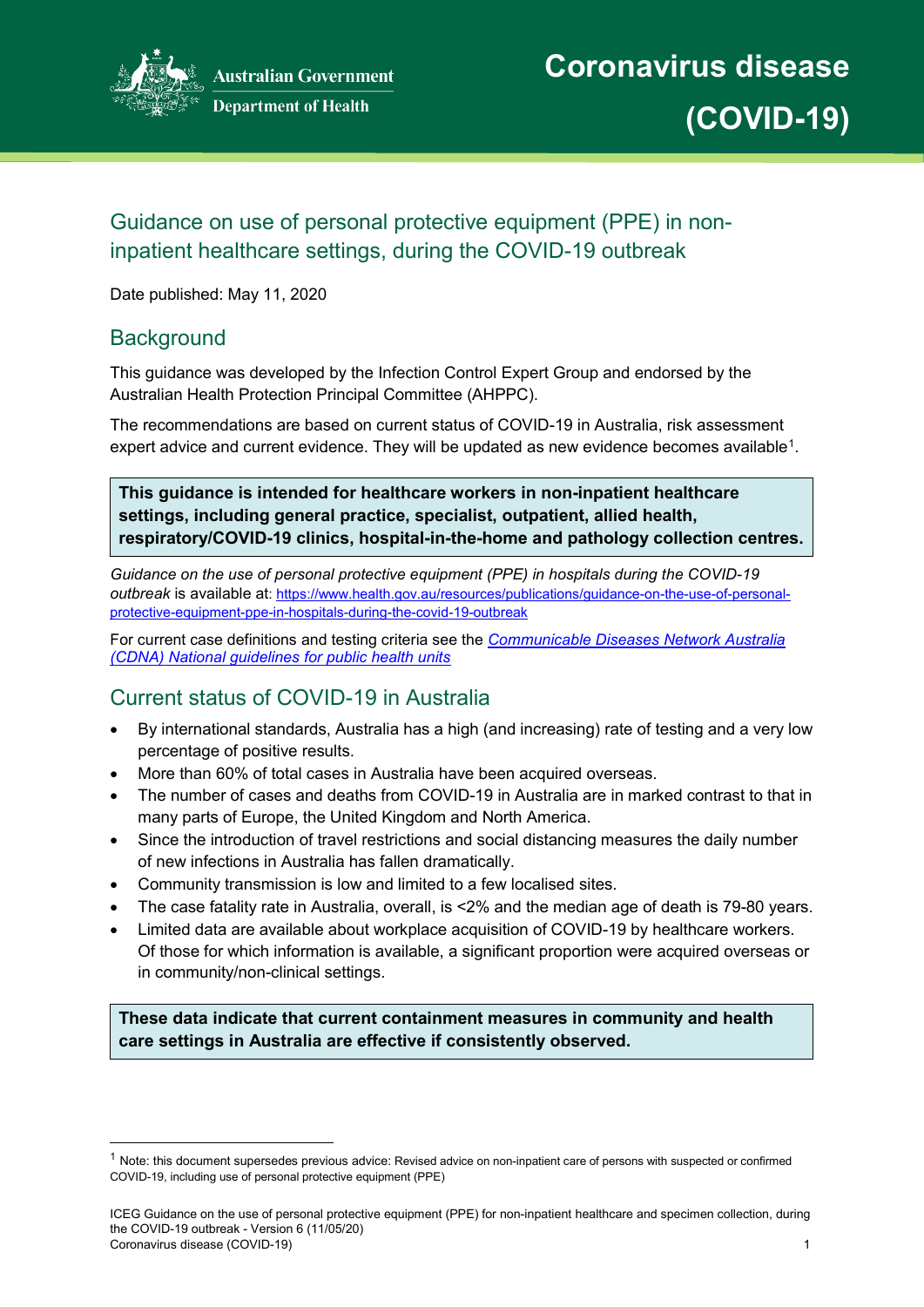Australian Government
Department of Health

# Coronavirus disease (COVID-19)

## Guidance on use of personal protective equipment (PPE) in non-inpatient healthcare settings, during the COVID-19 outbreak

Date published: May 11, 2020

## Background

This guidance was developed by the Infection Control Expert Group and endorsed by the Australian Health Protection Principal Committee (AHPPC).

The recommendations are based on current status of COVID-19 in Australia, risk assessment expert advice and current evidence. They will be updated as new evidence becomes available[1].

**This guidance is intended for healthcare workers in non-inpatient healthcare settings, including general practice, specialist, outpatient, allied health, respiratory/COVID-19 clinics, hospital-in-the-home and pathology collection centres.**

*Guidance on the use of personal protective equipment (PPE) in hospitals during the COVID-19 outbreak* is available at: https://www.health.gov.au/resources/publications/guidance-on-the-use-of-personal-protective-equipment-ppe-in-hospitals-during-the-covid-19-outbreak

For current case definitions and testing criteria see the *Communicable Diseases Network Australia (CDNA) National guidelines for public health units*

## Current status of COVID-19 in Australia

- By international standards, Australia has a high (and increasing) rate of testing and a very low percentage of positive results.
- More than 60% of total cases in Australia have been acquired overseas.
- The number of cases and deaths from COVID-19 in Australia are in marked contrast to that in many parts of Europe, the United Kingdom and North America.
- Since the introduction of travel restrictions and social distancing measures the daily number of new infections in Australia has fallen dramatically.
- Community transmission is low and limited to a few localised sites.
- The case fatality rate in Australia, overall, is <2% and the median age of death is 79-80 years.
- Limited data are available about workplace acquisition of COVID-19 by healthcare workers. Of those for which information is available, a significant proportion were acquired overseas or in community/non-clinical settings.

**These data indicate that current containment measures in community and health care settings in Australia are effective if consistently observed.**

[1] Note: this document supersedes previous advice: Revised advice on non-inpatient care of persons with suspected or confirmed COVID-19, including use of personal protective equipment (PPE)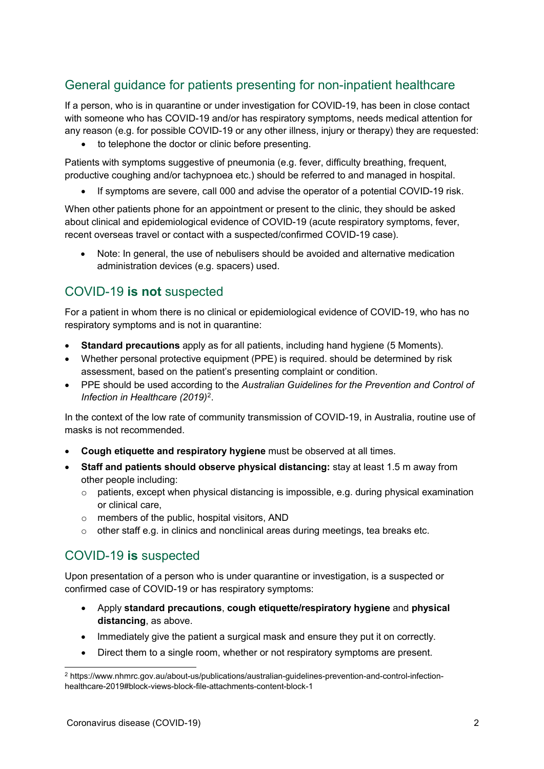## General guidance for patients presenting for non-inpatient healthcare

If a person, who is in quarantine or under investigation for COVID-19, has been in close contact with someone who has COVID-19 and/or has respiratory symptoms, needs medical attention for any reason (e.g. for possible COVID-19 or any other illness, injury or therapy) they are requested:

- to telephone the doctor or clinic before presenting.

Patients with symptoms suggestive of pneumonia (e.g. fever, difficulty breathing, frequent, productive coughing and/or tachypnoea etc.) should be referred to and managed in hospital.

- If symptoms are severe, call 000 and advise the operator of a potential COVID-19 risk.

When other patients phone for an appointment or present to the clinic, they should be asked about clinical and epidemiological evidence of COVID-19 (acute respiratory symptoms, fever, recent overseas travel or contact with a suspected/confirmed COVID-19 case).

- Note: In general, the use of nebulisers should be avoided and alternative medication administration devices (e.g. spacers) used.

## COVID-19 **is not** suspected

For a patient in whom there is no clinical or epidemiological evidence of COVID-19, who has no respiratory symptoms and is not in quarantine:

- **Standard precautions** apply as for all patients, including hand hygiene (5 Moments).
- Whether personal protective equipment (PPE) is required. should be determined by risk assessment, based on the patient's presenting complaint or condition.
- PPE should be used according to the *Australian Guidelines for the Prevention and Control of Infection in Healthcare (2019)*[2].

In the context of the low rate of community transmission of COVID-19, in Australia, routine use of masks is not recommended.

- **Cough etiquette and respiratory hygiene** must be observed at all times.
- **Staff and patients should observe physical distancing:** stay at least 1.5 m away from other people including:
  - patients, except when physical distancing is impossible, e.g. during physical examination or clinical care,
  - members of the public, hospital visitors, AND
  - other staff e.g. in clinics and nonclinical areas during meetings, tea breaks etc.

## COVID-19 **is** suspected

Upon presentation of a person who is under quarantine or investigation, is a suspected or confirmed case of COVID-19 or has respiratory symptoms:

- Apply **standard precautions**, **cough etiquette/respiratory hygiene** and **physical distancing**, as above.
- Immediately give the patient a surgical mask and ensure they put it on correctly.
- Direct them to a single room, whether or not respiratory symptoms are present.

[2] https://www.nhmrc.gov.au/about-us/publications/australian-guidelines-prevention-and-control-infection-healthcare-2019#block-views-block-file-attachments-content-block-1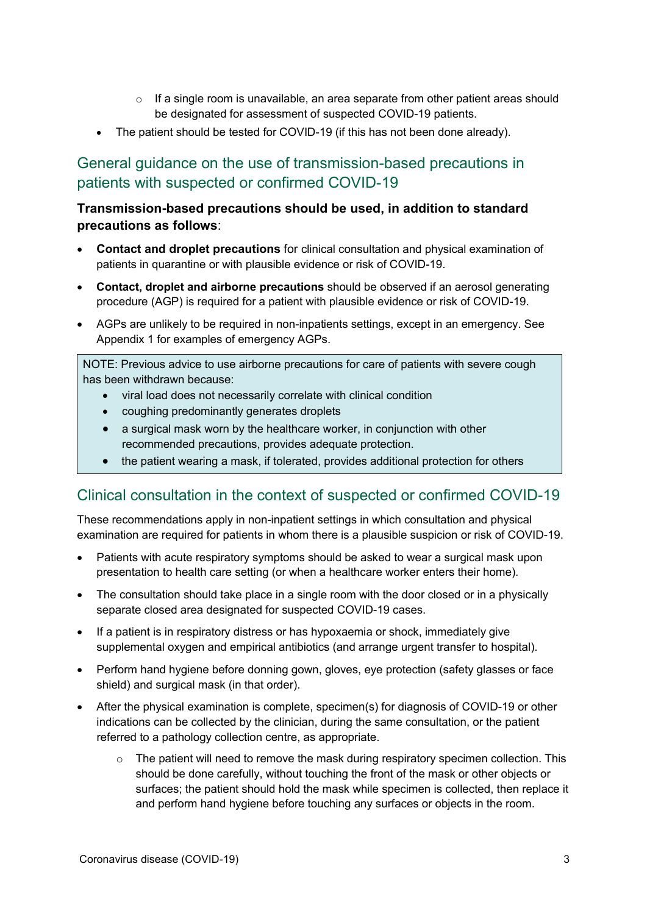- If a single room is unavailable, an area separate from other patient areas should be designated for assessment of suspected COVID-19 patients.
- The patient should be tested for COVID-19 (if this has not been done already).

## General guidance on the use of transmission-based precautions in patients with suspected or confirmed COVID-19

**Transmission-based precautions should be used, in addition to standard precautions as follows**:

- **Contact and droplet precautions** for clinical consultation and physical examination of patients in quarantine or with plausible evidence or risk of COVID-19.
- **Contact, droplet and airborne precautions** should be observed if an aerosol generating procedure (AGP) is required for a patient with plausible evidence or risk of COVID-19.
- AGPs are unlikely to be required in non-inpatients settings, except in an emergency. See Appendix 1 for examples of emergency AGPs.

> NOTE: Previous advice to use airborne precautions for care of patients with severe cough has been withdrawn because:
>
> - viral load does not necessarily correlate with clinical condition
> - coughing predominantly generates droplets
> - a surgical mask worn by the healthcare worker, in conjunction with other recommended precautions, provides adequate protection.
> - the patient wearing a mask, if tolerated, provides additional protection for others

## Clinical consultation in the context of suspected or confirmed COVID-19

These recommendations apply in non-inpatient settings in which consultation and physical examination are required for patients in whom there is a plausible suspicion or risk of COVID-19.

- Patients with acute respiratory symptoms should be asked to wear a surgical mask upon presentation to health care setting (or when a healthcare worker enters their home).
- The consultation should take place in a single room with the door closed or in a physically separate closed area designated for suspected COVID-19 cases.
- If a patient is in respiratory distress or has hypoxaemia or shock, immediately give supplemental oxygen and empirical antibiotics (and arrange urgent transfer to hospital).
- Perform hand hygiene before donning gown, gloves, eye protection (safety glasses or face shield) and surgical mask (in that order).
- After the physical examination is complete, specimen(s) for diagnosis of COVID-19 or other indications can be collected by the clinician, during the same consultation, or the patient referred to a pathology collection centre, as appropriate.
    - The patient will need to remove the mask during respiratory specimen collection. This should be done carefully, without touching the front of the mask or other objects or surfaces; the patient should hold the mask while specimen is collected, then replace it and perform hand hygiene before touching any surfaces or objects in the room.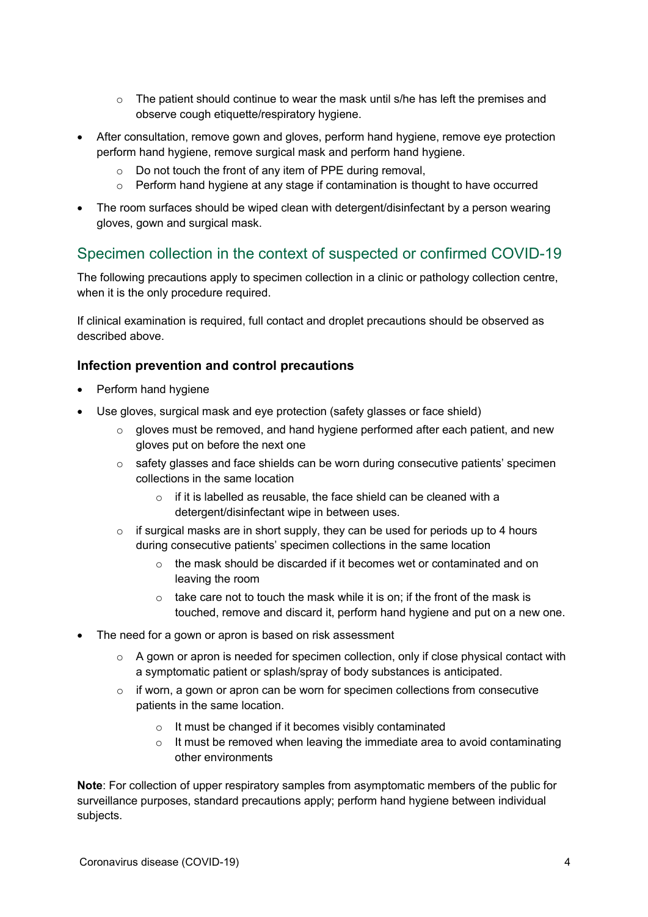- The patient should continue to wear the mask until s/he has left the premises and observe cough etiquette/respiratory hygiene.
- After consultation, remove gown and gloves, perform hand hygiene, remove eye protection perform hand hygiene, remove surgical mask and perform hand hygiene.
    - Do not touch the front of any item of PPE during removal,
    - Perform hand hygiene at any stage if contamination is thought to have occurred
- The room surfaces should be wiped clean with detergent/disinfectant by a person wearing gloves, gown and surgical mask.

## Specimen collection in the context of suspected or confirmed COVID-19

The following precautions apply to specimen collection in a clinic or pathology collection centre, when it is the only procedure required.

If clinical examination is required, full contact and droplet precautions should be observed as described above.

### Infection prevention and control precautions

- Perform hand hygiene
- Use gloves, surgical mask and eye protection (safety glasses or face shield)
    - gloves must be removed, and hand hygiene performed after each patient, and new gloves put on before the next one
    - safety glasses and face shields can be worn during consecutive patients' specimen collections in the same location
        - if it is labelled as reusable, the face shield can be cleaned with a detergent/disinfectant wipe in between uses.
    - if surgical masks are in short supply, they can be used for periods up to 4 hours during consecutive patients' specimen collections in the same location
        - the mask should be discarded if it becomes wet or contaminated and on leaving the room
        - take care not to touch the mask while it is on; if the front of the mask is touched, remove and discard it, perform hand hygiene and put on a new one.
- The need for a gown or apron is based on risk assessment
    - A gown or apron is needed for specimen collection, only if close physical contact with a symptomatic patient or splash/spray of body substances is anticipated.
    - if worn, a gown or apron can be worn for specimen collections from consecutive patients in the same location.
        - It must be changed if it becomes visibly contaminated
        - It must be removed when leaving the immediate area to avoid contaminating other environments

**Note**: For collection of upper respiratory samples from asymptomatic members of the public for surveillance purposes, standard precautions apply; perform hand hygiene between individual subjects.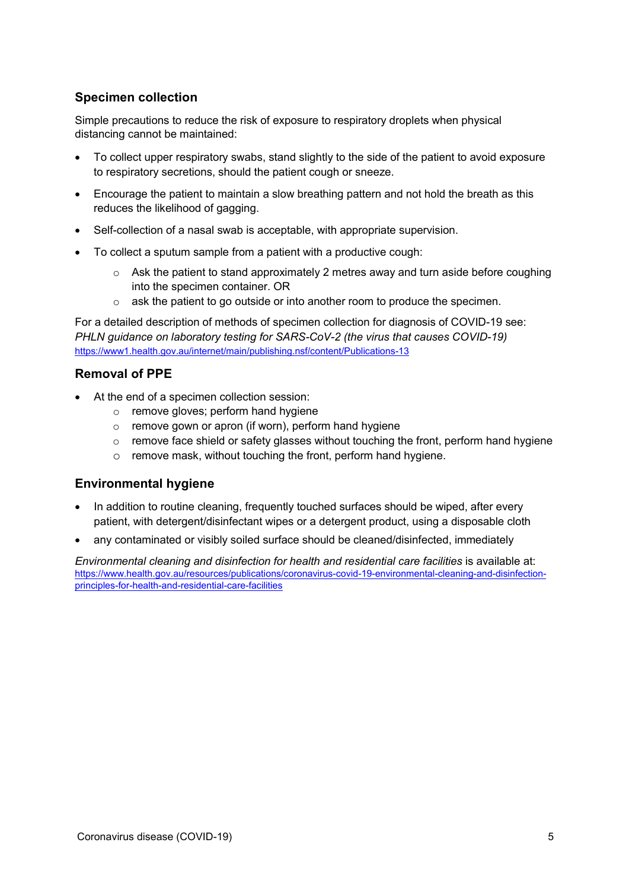## Specimen collection

Simple precautions to reduce the risk of exposure to respiratory droplets when physical distancing cannot be maintained:

- To collect upper respiratory swabs, stand slightly to the side of the patient to avoid exposure to respiratory secretions, should the patient cough or sneeze.
- Encourage the patient to maintain a slow breathing pattern and not hold the breath as this reduces the likelihood of gagging.
- Self-collection of a nasal swab is acceptable, with appropriate supervision.
- To collect a sputum sample from a patient with a productive cough:
    - Ask the patient to stand approximately 2 metres away and turn aside before coughing into the specimen container. OR
    - ask the patient to go outside or into another room to produce the specimen.

For a detailed description of methods of specimen collection for diagnosis of COVID-19 see: *PHLN guidance on laboratory testing for SARS-CoV-2 (the virus that causes COVID-19)* https://www1.health.gov.au/internet/main/publishing.nsf/content/Publications-13

## Removal of PPE

- At the end of a specimen collection session:
    - remove gloves; perform hand hygiene
    - remove gown or apron (if worn), perform hand hygiene
    - remove face shield or safety glasses without touching the front, perform hand hygiene
    - remove mask, without touching the front, perform hand hygiene.

## Environmental hygiene

- In addition to routine cleaning, frequently touched surfaces should be wiped, after every patient, with detergent/disinfectant wipes or a detergent product, using a disposable cloth
- any contaminated or visibly soiled surface should be cleaned/disinfected, immediately

*Environmental cleaning and disinfection for health and residential care facilities* is available at: https://www.health.gov.au/resources/publications/coronavirus-covid-19-environmental-cleaning-and-disinfection-principles-for-health-and-residential-care-facilities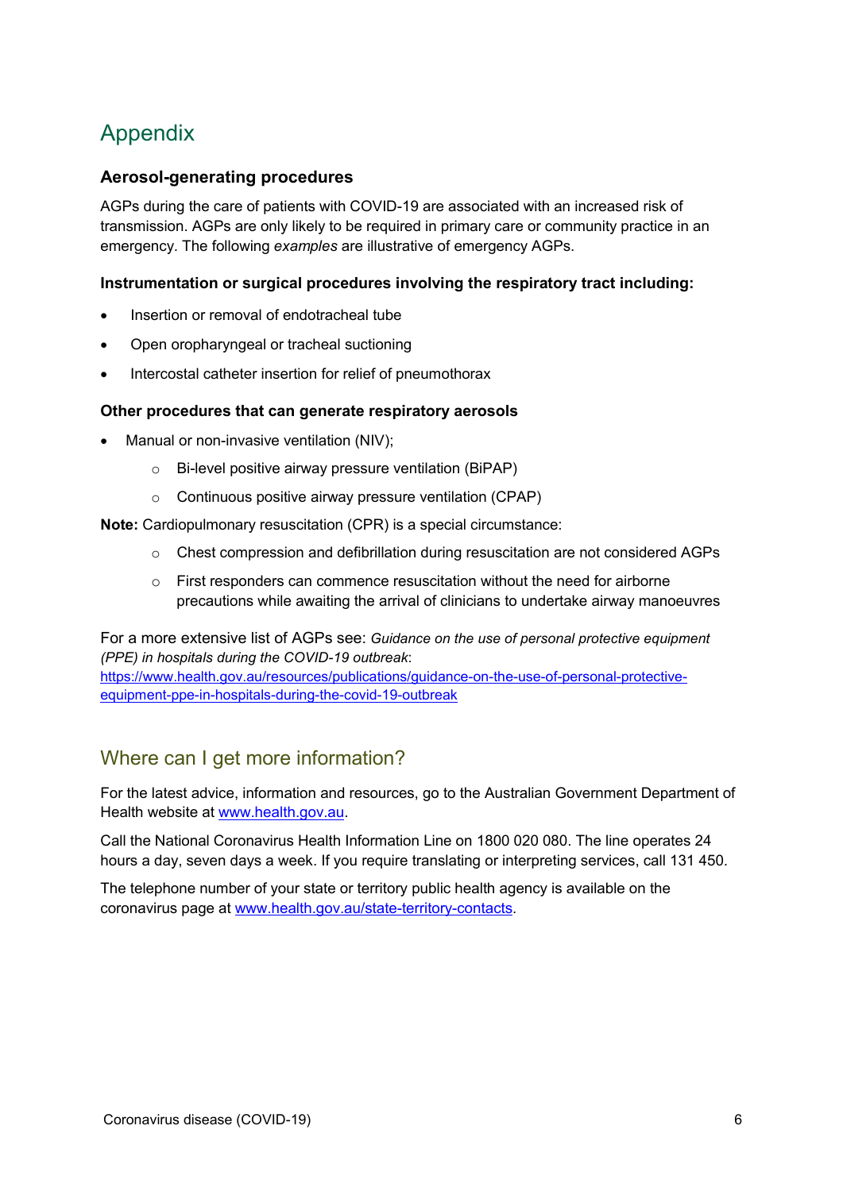## Appendix

### Aerosol-generating procedures

AGPs during the care of patients with COVID-19 are associated with an increased risk of transmission. AGPs are only likely to be required in primary care or community practice in an emergency. The following *examples* are illustrative of emergency AGPs.

**Instrumentation or surgical procedures involving the respiratory tract including:**

- Insertion or removal of endotracheal tube
- Open oropharyngeal or tracheal suctioning
- Intercostal catheter insertion for relief of pneumothorax

**Other procedures that can generate respiratory aerosols**

- Manual or non-invasive ventilation (NIV);
  - Bi-level positive airway pressure ventilation (BiPAP)
  - Continuous positive airway pressure ventilation (CPAP)

**Note:** Cardiopulmonary resuscitation (CPR) is a special circumstance:

- Chest compression and defibrillation during resuscitation are not considered AGPs
- First responders can commence resuscitation without the need for airborne precautions while awaiting the arrival of clinicians to undertake airway manoeuvres

For a more extensive list of AGPs see: *Guidance on the use of personal protective equipment (PPE) in hospitals during the COVID-19 outbreak*: https://www.health.gov.au/resources/publications/guidance-on-the-use-of-personal-protective-equipment-ppe-in-hospitals-during-the-covid-19-outbreak

## Where can I get more information?

For the latest advice, information and resources, go to the Australian Government Department of Health website at www.health.gov.au.

Call the National Coronavirus Health Information Line on 1800 020 080. The line operates 24 hours a day, seven days a week. If you require translating or interpreting services, call 131 450.

The telephone number of your state or territory public health agency is available on the coronavirus page at www.health.gov.au/state-territory-contacts.